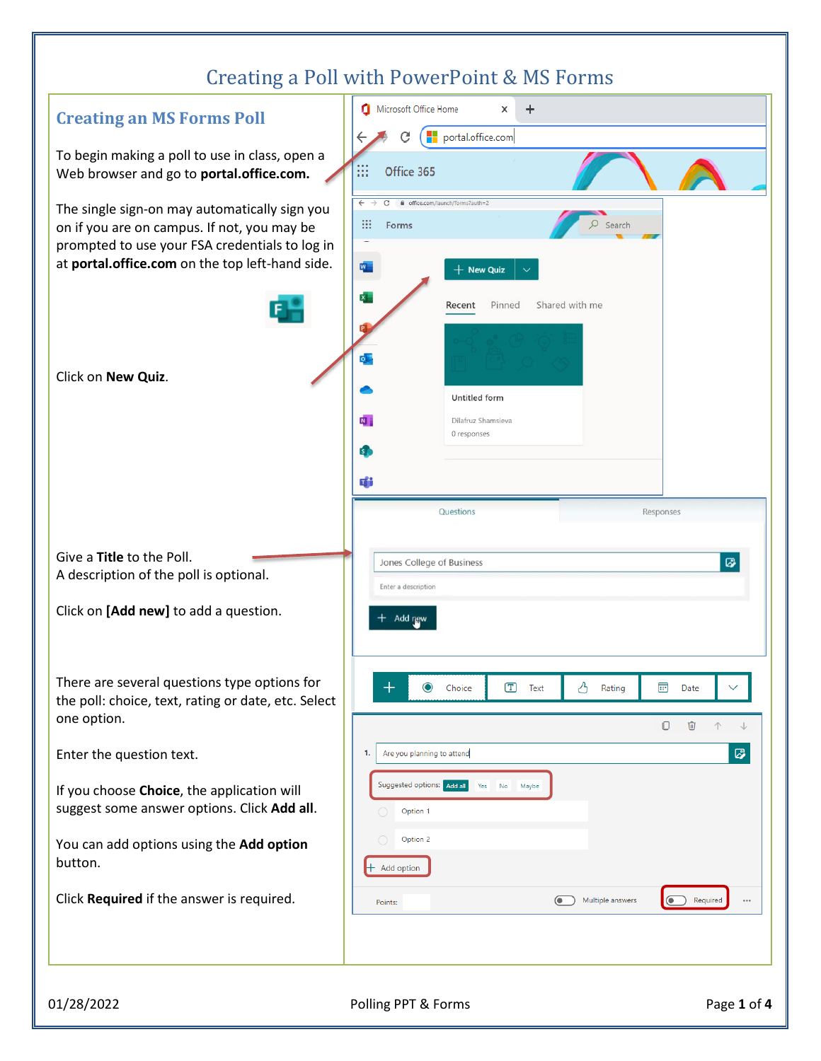# Creating a Poll with PowerPoint & MS Forms

## Creating an MS Forms Poll

To begin making a poll to use in class, open a Web browser and go to **portal.office.com.**

The single sign-on may automatically sign you on if you are on campus. If not, you may be prompted to use your FSA credentials to log in at **portal.office.com** on the top left-hand side.

Click on **New Quiz**.

Give a **Title** to the Poll.
A description of the poll is optional.

Click on **[Add new]** to add a question.

There are several questions type options for the poll: choice, text, rating or date, etc. Select one option.

Enter the question text.

If you choose **Choice**, the application will suggest some answer options. Click **Add all**.

You can add options using the **Add option** button.

Click **Required** if the answer is required.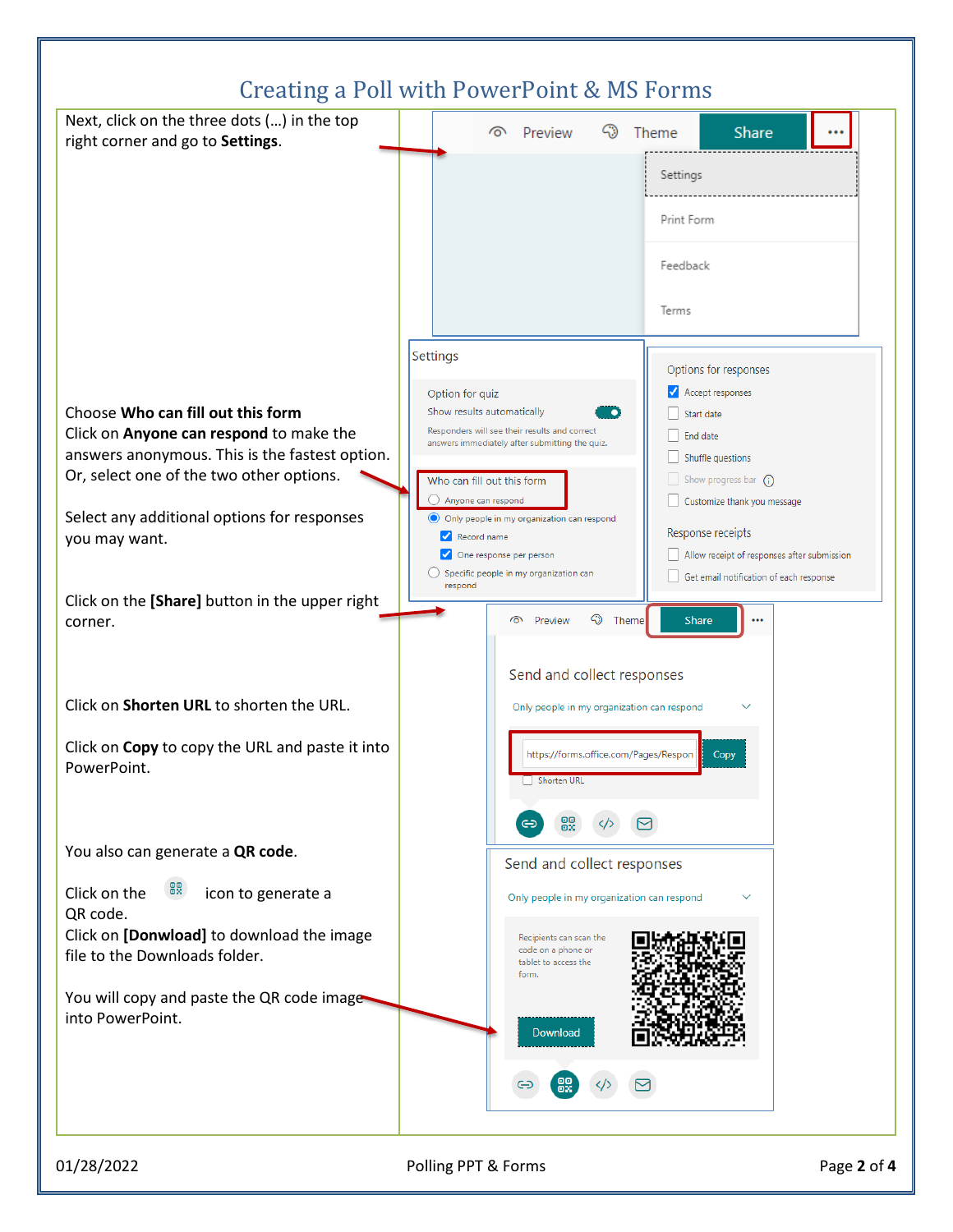# Creating a Poll with PowerPoint & MS Forms

Next, click on the three dots (...) in the top right corner and go to **Settings**.

Choose **Who can fill out this form**
Click on **Anyone can respond** to make the answers anonymous. This is the fastest option. Or, select one of the two other options.

Select any additional options for responses you may want.

Click on the **[Share]** button in the upper right corner.

Click on **Shorten URL** to shorten the URL.

Click on **Copy** to copy the URL and paste it into PowerPoint.

You also can generate a **QR code**.

Click on the icon to generate a QR code.
Click on **[Donwload]** to download the image file to the Downloads folder.

You will copy and paste the QR code image into PowerPoint.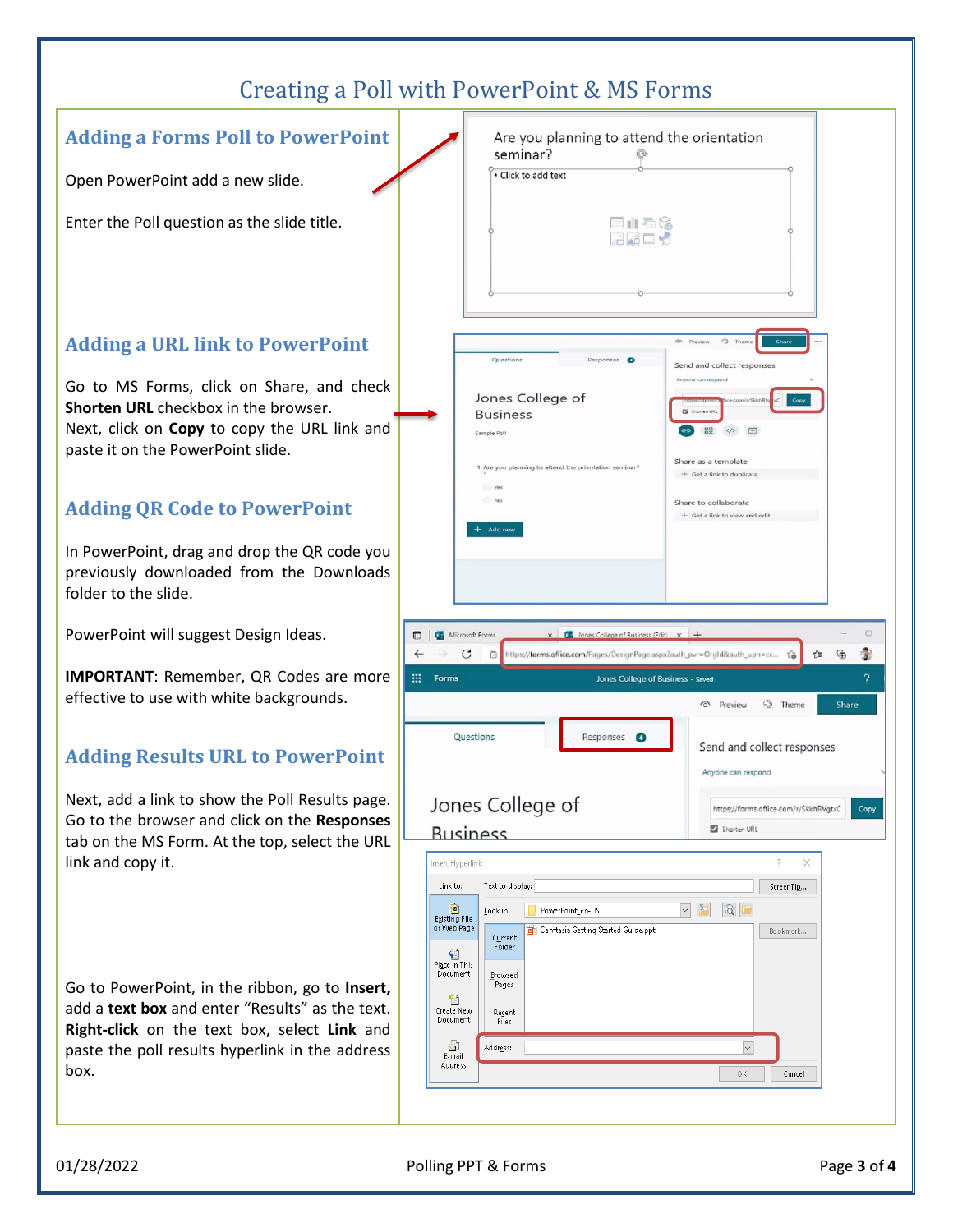# Creating a Poll with PowerPoint & MS Forms

## Adding a Forms Poll to PowerPoint

Open PowerPoint add a new slide.

Enter the Poll question as the slide title.

## Adding a URL link to PowerPoint

Go to MS Forms, click on Share, and check **Shorten URL** checkbox in the browser.
Next, click on **Copy** to copy the URL link and paste it on the PowerPoint slide.

## Adding QR Code to PowerPoint

In PowerPoint, drag and drop the QR code you previously downloaded from the Downloads folder to the slide.

PowerPoint will suggest Design Ideas.

**IMPORTANT**: Remember, QR Codes are more effective to use with white backgrounds.

## Adding Results URL to PowerPoint

Next, add a link to show the Poll Results page. Go to the browser and click on the **Responses** tab on the MS Form. At the top, select the URL link and copy it.

Go to PowerPoint, in the ribbon, go to **Insert,** add a **text box** and enter "Results" as the text. **Right-click** on the text box, select **Link** and paste the poll results hyperlink in the address box.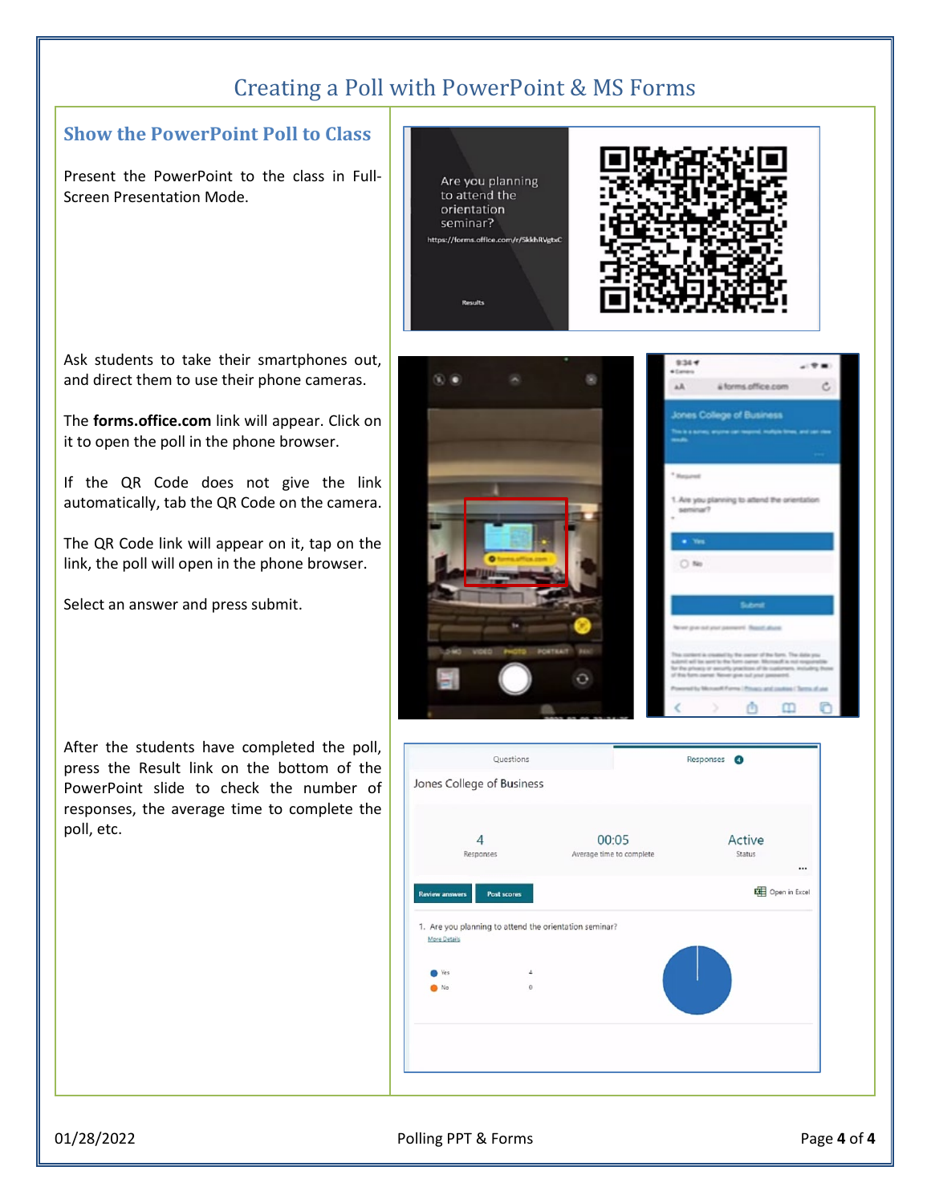# Creating a Poll with PowerPoint & MS Forms

## Show the PowerPoint Poll to Class

Present the PowerPoint to the class in Full-Screen Presentation Mode.

Ask students to take their smartphones out, and direct them to use their phone cameras.

The **forms.office.com** link will appear. Click on it to open the poll in the phone browser.

If the QR Code does not give the link automatically, tab the QR Code on the camera.

The QR Code link will appear on it, tap on the link, the poll will open in the phone browser.

Select an answer and press submit.

After the students have completed the poll, press the Result link on the bottom of the PowerPoint slide to check the number of responses, the average time to complete the poll, etc.